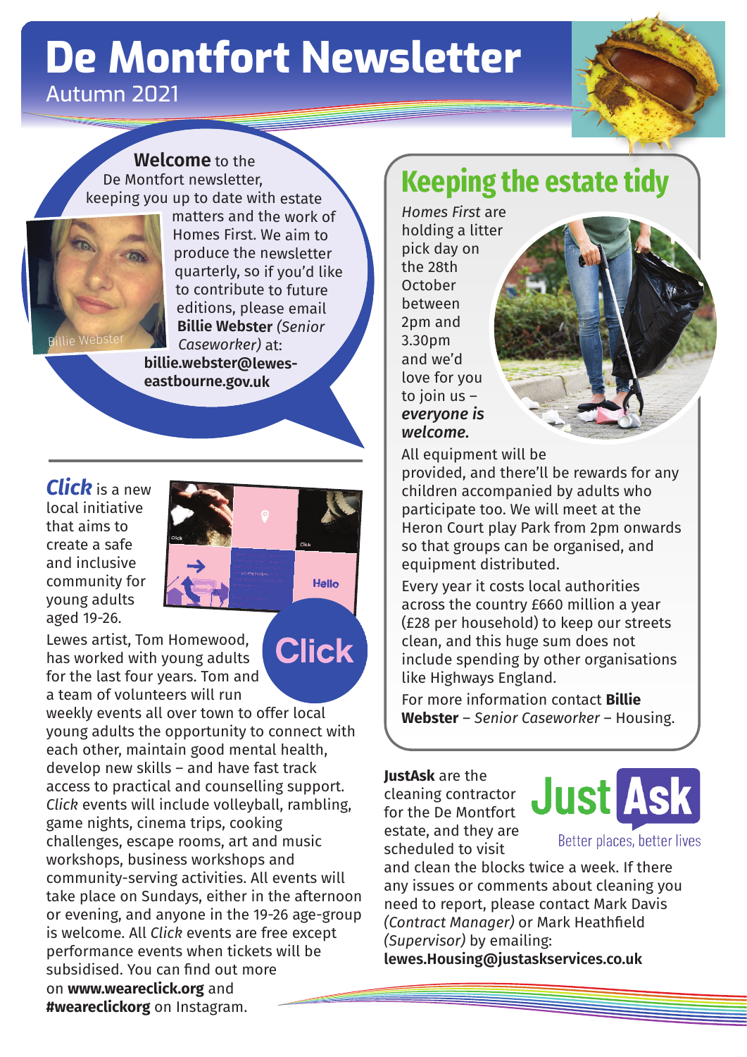# De Montfort Newsletter

Autumn 2021

**Welcome** to the De Montfort newsletter, keeping you up to date with estate matters and the work of Homes First. We aim to produce the newsletter quarterly, so if you'd like to contribute to future editions, please email **Billie Webster** *(Senior Caseworker)* at: **billie.webster@lewes-eastbourne.gov.uk**

Billie Webster

***Click*** is a new local initiative that aims to create a safe and inclusive community for young adults aged 19-26.

Lewes artist, Tom Homewood, has worked with young adults for the last four years. Tom and a team of volunteers will run weekly events all over town to offer local young adults the opportunity to connect with each other, maintain good mental health, develop new skills – and have fast track access to practical and counselling support. *Click* events will include volleyball, rambling, game nights, cinema trips, cooking challenges, escape rooms, art and music workshops, business workshops and community-serving activities. All events will take place on Sundays, either in the afternoon or evening, and anyone in the 19-26 age-group is welcome. All *Click* events are free except performance events when tickets will be subsidised. You can find out more on **www.weareclick.org** and **#weareclickorg** on Instagram.

## Keeping the estate tidy

*Homes First* are holding a litter pick day on the 28th October between 2pm and 3.30pm and we'd love for you to join us – ***everyone is welcome.***

All equipment will be provided, and there'll be rewards for any children accompanied by adults who participate too. We will meet at the Heron Court play Park from 2pm onwards so that groups can be organised, and equipment distributed.

Every year it costs local authorities across the country £660 million a year (£28 per household) to keep our streets clean, and this huge sum does not include spending by other organisations like Highways England.

For more information contact **Billie Webster** – *Senior Caseworker* – Housing.

**JustAsk** are the cleaning contractor for the De Montfort estate, and they are scheduled to visit and clean the blocks twice a week. If there any issues or comments about cleaning you need to report, please contact Mark Davis *(Contract Manager)* or Mark Heathfield *(Supervisor)* by emailing: **lewes.Housing@justaskservices.co.uk**

Just Ask – Better places, better lives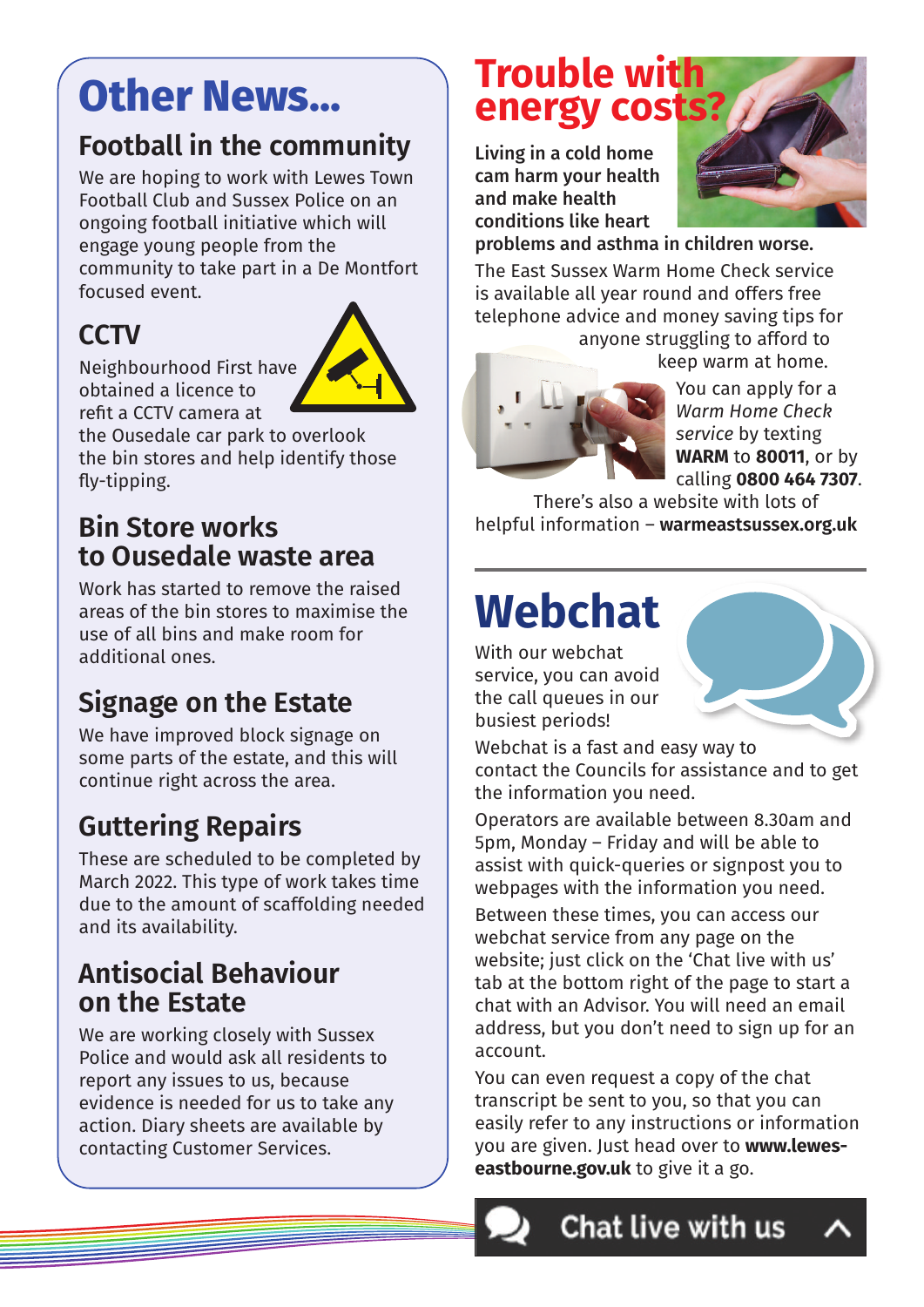# Other News...

## Football in the community

We are hoping to work with Lewes Town Football Club and Sussex Police on an ongoing football initiative which will engage young people from the community to take part in a De Montfort focused event.

## CCTV

Neighbourhood First have obtained a licence to refit a CCTV camera at the Ousedale car park to overlook the bin stores and help identify those fly-tipping.

## Bin Store works to Ousedale waste area

Work has started to remove the raised areas of the bin stores to maximise the use of all bins and make room for additional ones.

## Signage on the Estate

We have improved block signage on some parts of the estate, and this will continue right across the area.

## Guttering Repairs

These are scheduled to be completed by March 2022. This type of work takes time due to the amount of scaffolding needed and its availability.

## Antisocial Behaviour on the Estate

We are working closely with Sussex Police and would ask all residents to report any issues to us, because evidence is needed for us to take any action. Diary sheets are available by contacting Customer Services.

# Trouble with energy costs?

**Living in a cold home cam harm your health and make health conditions like heart problems and asthma in children worse.**

The East Sussex Warm Home Check service is available all year round and offers free telephone advice and money saving tips for anyone struggling to afford to keep warm at home.

You can apply for a *Warm Home Check service* by texting **WARM** to **80011**, or by calling **0800 464 7307**.

There's also a website with lots of helpful information – **warmeastsussex.org.uk**

# Webchat

With our webchat service, you can avoid the call queues in our busiest periods!

Webchat is a fast and easy way to contact the Councils for assistance and to get the information you need.

Operators are available between 8.30am and 5pm, Monday – Friday and will be able to assist with quick-queries or signpost you to webpages with the information you need.

Between these times, you can access our webchat service from any page on the website; just click on the 'Chat live with us' tab at the bottom right of the page to start a chat with an Advisor. You will need an email address, but you don't need to sign up for an account.

You can even request a copy of the chat transcript be sent to you, so that you can easily refer to any instructions or information you are given. Just head over to **www.lewes-eastbourne.gov.uk** to give it a go.

Chat live with us